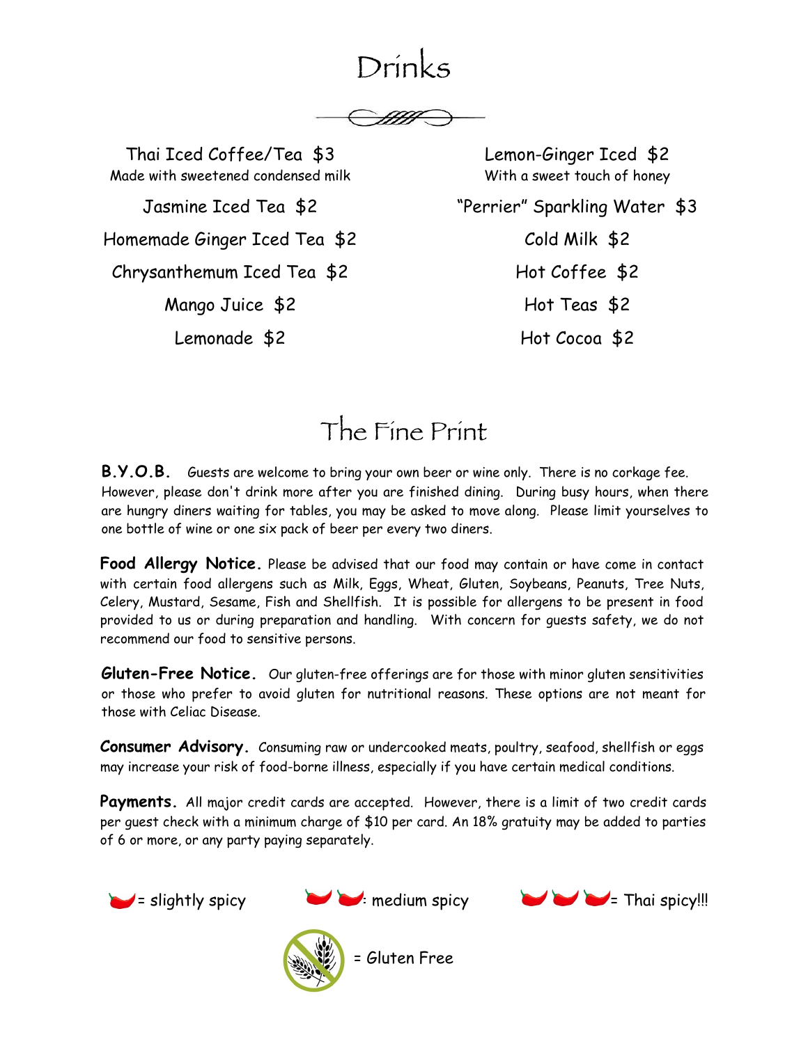# Drinks

Thai Iced Coffee/Tea $3
Made with sweetened condensed milk

Jasmine Iced Tea $2

Homemade Ginger Iced Tea $2

Chrysanthemum Iced Tea $2

Mango Juice $2

Lemonade $2

Lemon-Ginger Iced $2
With a sweet touch of honey

"Perrier" Sparkling Water $3

Cold Milk $2

Hot Coffee $2

Hot Teas $2

Hot Cocoa $2

# The Fine Print

**B.Y.O.B.** Guests are welcome to bring your own beer or wine only. There is no corkage fee. However, please don't drink more after you are finished dining. During busy hours, when there are hungry diners waiting for tables, you may be asked to move along. Please limit yourselves to one bottle of wine or one six pack of beer per every two diners.

**Food Allergy Notice.** Please be advised that our food may contain or have come in contact with certain food allergens such as Milk, Eggs, Wheat, Gluten, Soybeans, Peanuts, Tree Nuts, Celery, Mustard, Sesame, Fish and Shellfish. It is possible for allergens to be present in food provided to us or during preparation and handling. With concern for guests safety, we do not recommend our food to sensitive persons.

**Gluten-Free Notice.** Our gluten-free offerings are for those with minor gluten sensitivities or those who prefer to avoid gluten for nutritional reasons. These options are not meant for those with Celiac Disease.

**Consumer Advisory.** Consuming raw or undercooked meats, poultry, seafood, shellfish or eggs may increase your risk of food-borne illness, especially if you have certain medical conditions.

**Payments.** All major credit cards are accepted. However, there is a limit of two credit cards per guest check with a minimum charge of $10 per card. An 18% gratuity may be added to parties of 6 or more, or any party paying separately.

= slightly spicy

: medium spicy

= Thai spicy!!!

= Gluten Free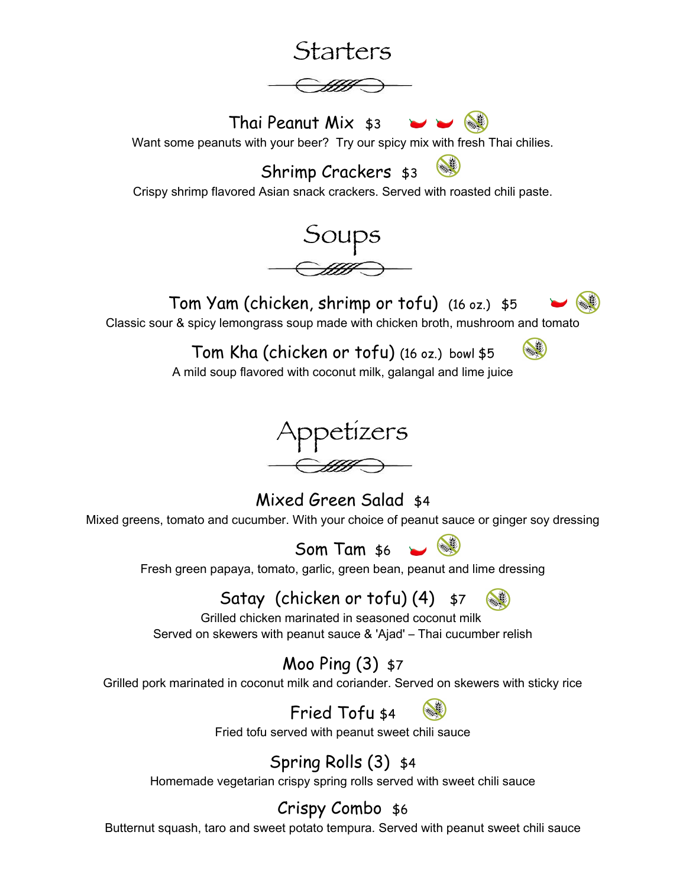# Starters

### Thai Peanut Mix $3

Want some peanuts with your beer? Try our spicy mix with fresh Thai chilies.

### Shrimp Crackers $3

Crispy shrimp flavored Asian snack crackers. Served with roasted chili paste.

# Soups

### Tom Yam (chicken, shrimp or tofu) (16 oz.) $5

Classic sour & spicy lemongrass soup made with chicken broth, mushroom and tomato

### Tom Kha (chicken or tofu) (16 oz.) bowl $5

A mild soup flavored with coconut milk, galangal and lime juice

# Appetizers

### Mixed Green Salad $4

Mixed greens, tomato and cucumber. With your choice of peanut sauce or ginger soy dressing

### Som Tam $6

Fresh green papaya, tomato, garlic, green bean, peanut and lime dressing

### Satay (chicken or tofu) (4) $7

Grilled chicken marinated in seasoned coconut milk
Served on skewers with peanut sauce & 'Ajad' – Thai cucumber relish

### Moo Ping (3) $7

Grilled pork marinated in coconut milk and coriander. Served on skewers with sticky rice

### Fried Tofu $4

Fried tofu served with peanut sweet chili sauce

### Spring Rolls (3) $4

Homemade vegetarian crispy spring rolls served with sweet chili sauce

### Crispy Combo $6

Butternut squash, taro and sweet potato tempura. Served with peanut sweet chili sauce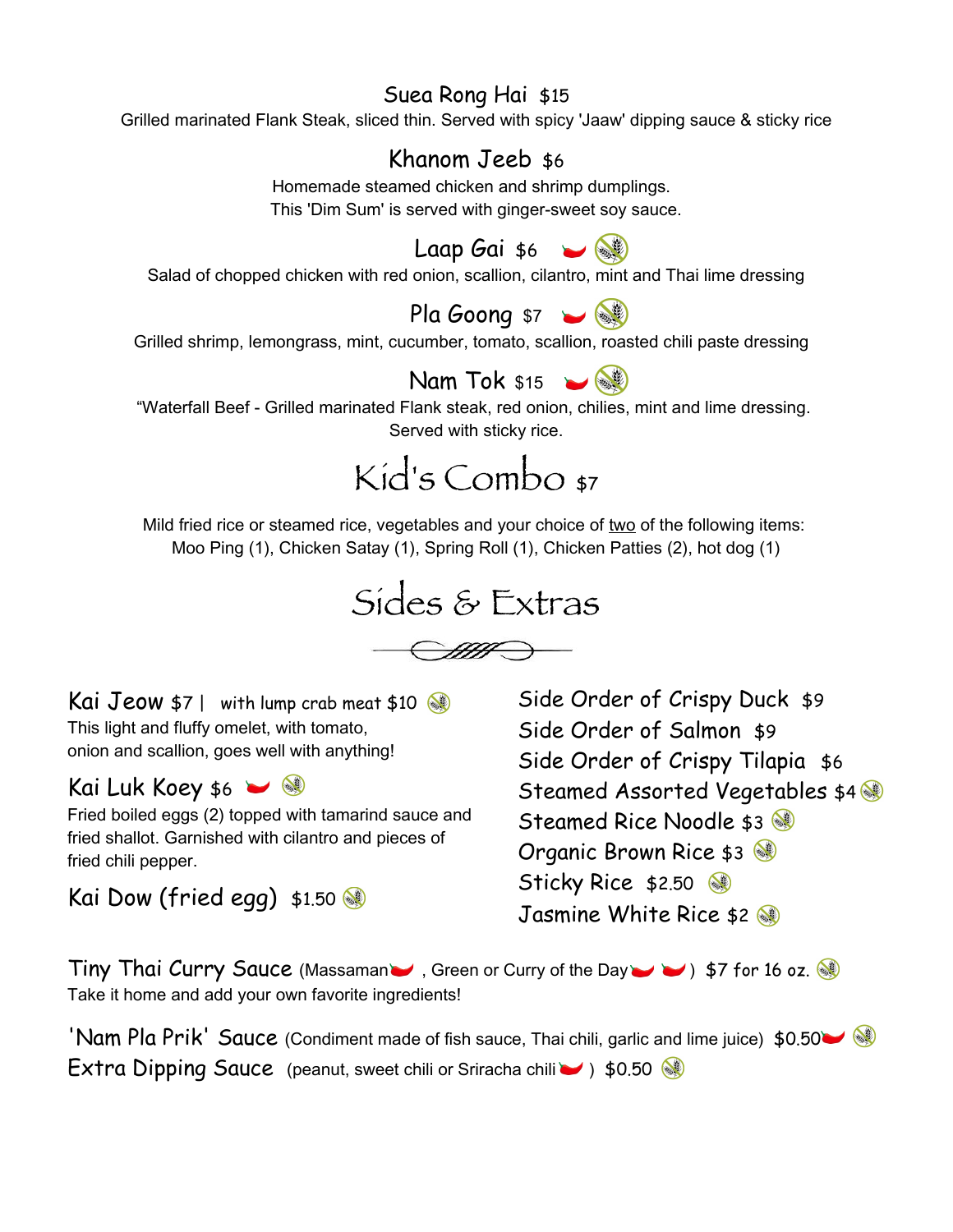### Suea Rong Hai $15

Grilled marinated Flank Steak, sliced thin. Served with spicy 'Jaaw' dipping sauce & sticky rice

### Khanom Jeeb $6

Homemade steamed chicken and shrimp dumplings.
This 'Dim Sum' is served with ginger-sweet soy sauce.

### Laap Gai $6

Salad of chopped chicken with red onion, scallion, cilantro, mint and Thai lime dressing

### Pla Goong $7

Grilled shrimp, lemongrass, mint, cucumber, tomato, scallion, roasted chili paste dressing

### Nam Tok $15

"Waterfall Beef - Grilled marinated Flank steak, red onion, chilies, mint and lime dressing.
Served with sticky rice.

# Kid's Combo $7

Mild fried rice or steamed rice, vegetables and your choice of two of the following items:
Moo Ping (1), Chicken Satay (1), Spring Roll (1), Chicken Patties (2), hot dog (1)

# Sides & Extras

### Kai Jeow $7 | with lump crab meat $10

This light and fluffy omelet, with tomato, onion and scallion, goes well with anything!

### Kai Luk Koey $6

Fried boiled eggs (2) topped with tamarind sauce and fried shallot. Garnished with cilantro and pieces of fried chili pepper.

### Kai Dow (fried egg) $1.50

- Side Order of Crispy Duck $9
- Side Order of Salmon $9
- Side Order of Crispy Tilapia $6
- Steamed Assorted Vegetables $4
- Steamed Rice Noodle $3
- Organic Brown Rice $3
- Sticky Rice $2.50
- Jasmine White Rice $2

**Tiny Thai Curry Sauce** (Massaman, Green or Curry of the Day) $7 for 16 oz.
Take it home and add your own favorite ingredients!

**'Nam Pla Prik' Sauce** (Condiment made of fish sauce, Thai chili, garlic and lime juice) $0.50

**Extra Dipping Sauce** (peanut, sweet chili or Sriracha chili) $0.50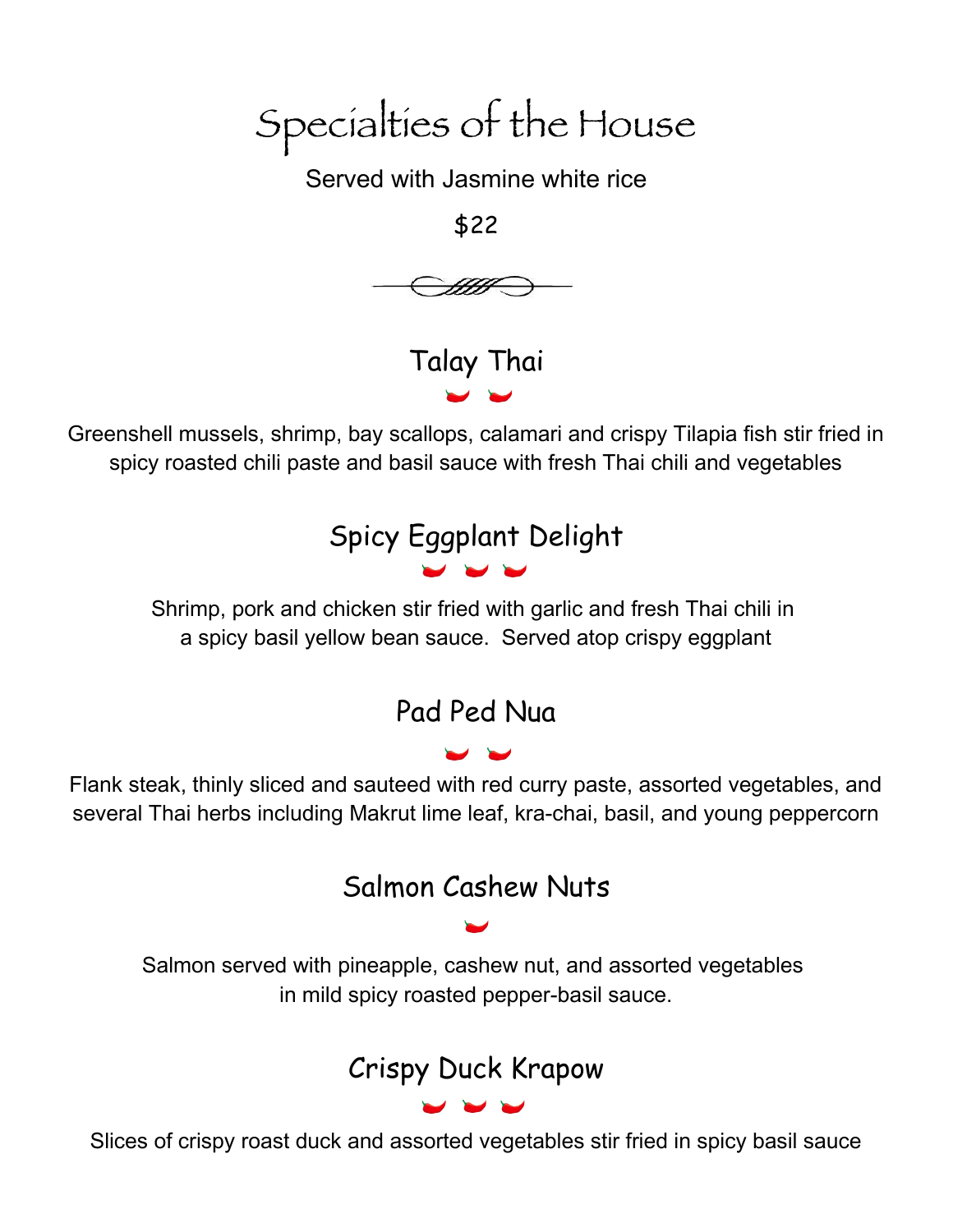# Specialties of the House

Served with Jasmine white rice

$22

## Talay Thai

🌶️ 🌶️

Greenshell mussels, shrimp, bay scallops, calamari and crispy Tilapia fish stir fried in spicy roasted chili paste and basil sauce with fresh Thai chili and vegetables

## Spicy Eggplant Delight

🌶️ 🌶️ 🌶️

Shrimp, pork and chicken stir fried with garlic and fresh Thai chili in a spicy basil yellow bean sauce. Served atop crispy eggplant

## Pad Ped Nua

🌶️ 🌶️

Flank steak, thinly sliced and sauteed with red curry paste, assorted vegetables, and several Thai herbs including Makrut lime leaf, kra-chai, basil, and young peppercorn

## Salmon Cashew Nuts

🌶️

Salmon served with pineapple, cashew nut, and assorted vegetables in mild spicy roasted pepper-basil sauce.

## Crispy Duck Krapow

🌶️ 🌶️ 🌶️

Slices of crispy roast duck and assorted vegetables stir fried in spicy basil sauce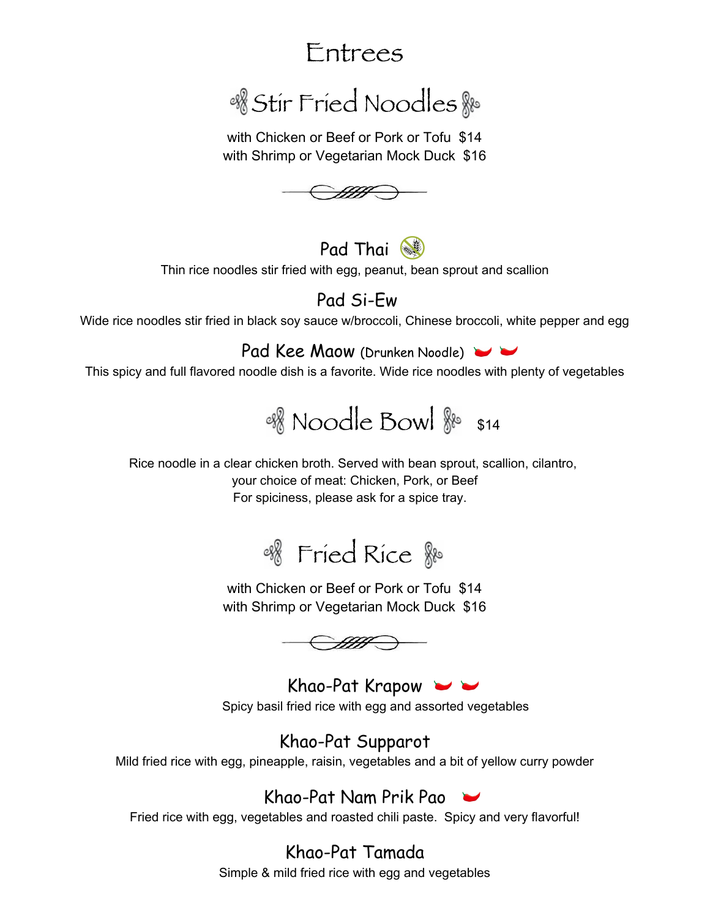# Entrees

## Stir Fried Noodles

with Chicken or Beef or Pork or Tofu $14
with Shrimp or Vegetarian Mock Duck $16

### Pad Thai

Thin rice noodles stir fried with egg, peanut, bean sprout and scallion

### Pad Si-Ew

Wide rice noodles stir fried in black soy sauce w/broccoli, Chinese broccoli, white pepper and egg

### Pad Kee Maow (Drunken Noodle)

This spicy and full flavored noodle dish is a favorite. Wide rice noodles with plenty of vegetables

## Noodle Bowl $14

Rice noodle in a clear chicken broth. Served with bean sprout, scallion, cilantro,
your choice of meat: Chicken, Pork, or Beef
For spiciness, please ask for a spice tray.

## Fried Rice

with Chicken or Beef or Pork or Tofu $14
with Shrimp or Vegetarian Mock Duck $16

### Khao-Pat Krapow

Spicy basil fried rice with egg and assorted vegetables

### Khao-Pat Supparot

Mild fried rice with egg, pineapple, raisin, vegetables and a bit of yellow curry powder

### Khao-Pat Nam Prik Pao

Fried rice with egg, vegetables and roasted chili paste. Spicy and very flavorful!

### Khao-Pat Tamada

Simple & mild fried rice with egg and vegetables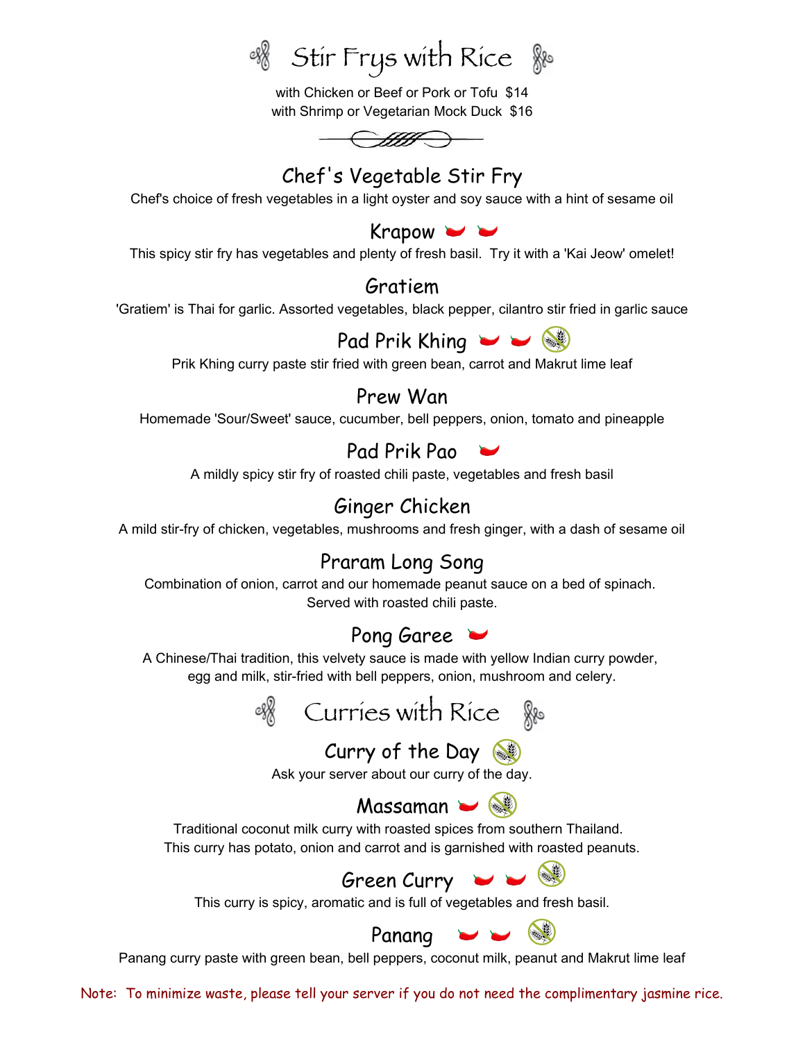# Stir Frys with Rice

with Chicken or Beef or Pork or Tofu $14
with Shrimp or Vegetarian Mock Duck $16

## Chef's Vegetable Stir Fry

Chef's choice of fresh vegetables in a light oyster and soy sauce with a hint of sesame oil

## Krapow

This spicy stir fry has vegetables and plenty of fresh basil. Try it with a 'Kai Jeow' omelet!

## Gratiem

'Gratiem' is Thai for garlic. Assorted vegetables, black pepper, cilantro stir fried in garlic sauce

## Pad Prik Khing

Prik Khing curry paste stir fried with green bean, carrot and Makrut lime leaf

## Prew Wan

Homemade 'Sour/Sweet' sauce, cucumber, bell peppers, onion, tomato and pineapple

## Pad Prik Pao

A mildly spicy stir fry of roasted chili paste, vegetables and fresh basil

## Ginger Chicken

A mild stir-fry of chicken, vegetables, mushrooms and fresh ginger, with a dash of sesame oil

## Praram Long Song

Combination of onion, carrot and our homemade peanut sauce on a bed of spinach.
Served with roasted chili paste.

## Pong Garee

A Chinese/Thai tradition, this velvety sauce is made with yellow Indian curry powder, egg and milk, stir-fried with bell peppers, onion, mushroom and celery.

# Curries with Rice

## Curry of the Day

Ask your server about our curry of the day.

## Massaman

Traditional coconut milk curry with roasted spices from southern Thailand.
This curry has potato, onion and carrot and is garnished with roasted peanuts.

## Green Curry

This curry is spicy, aromatic and is full of vegetables and fresh basil.

## Panang

Panang curry paste with green bean, bell peppers, coconut milk, peanut and Makrut lime leaf

Note: To minimize waste, please tell your server if you do not need the complimentary jasmine rice.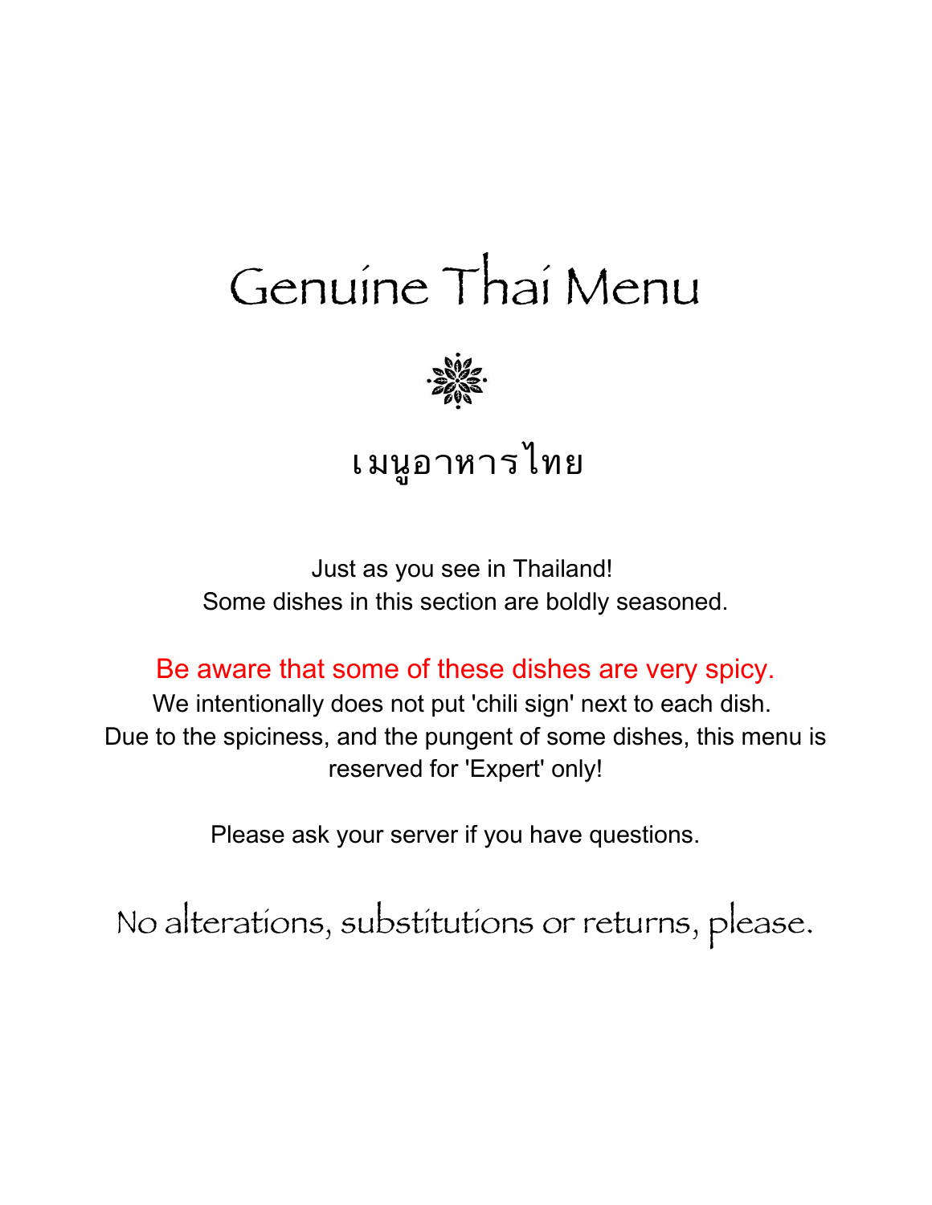# Genuine Thai Menu

## เมนูอาหารไทย

Just as you see in Thailand!
Some dishes in this section are boldly seasoned.

Be aware that some of these dishes are very spicy.
We intentionally does not put 'chili sign' next to each dish.
Due to the spiciness, and the pungent of some dishes, this menu is reserved for 'Expert' only!

Please ask your server if you have questions.

No alterations, substitutions or returns, please.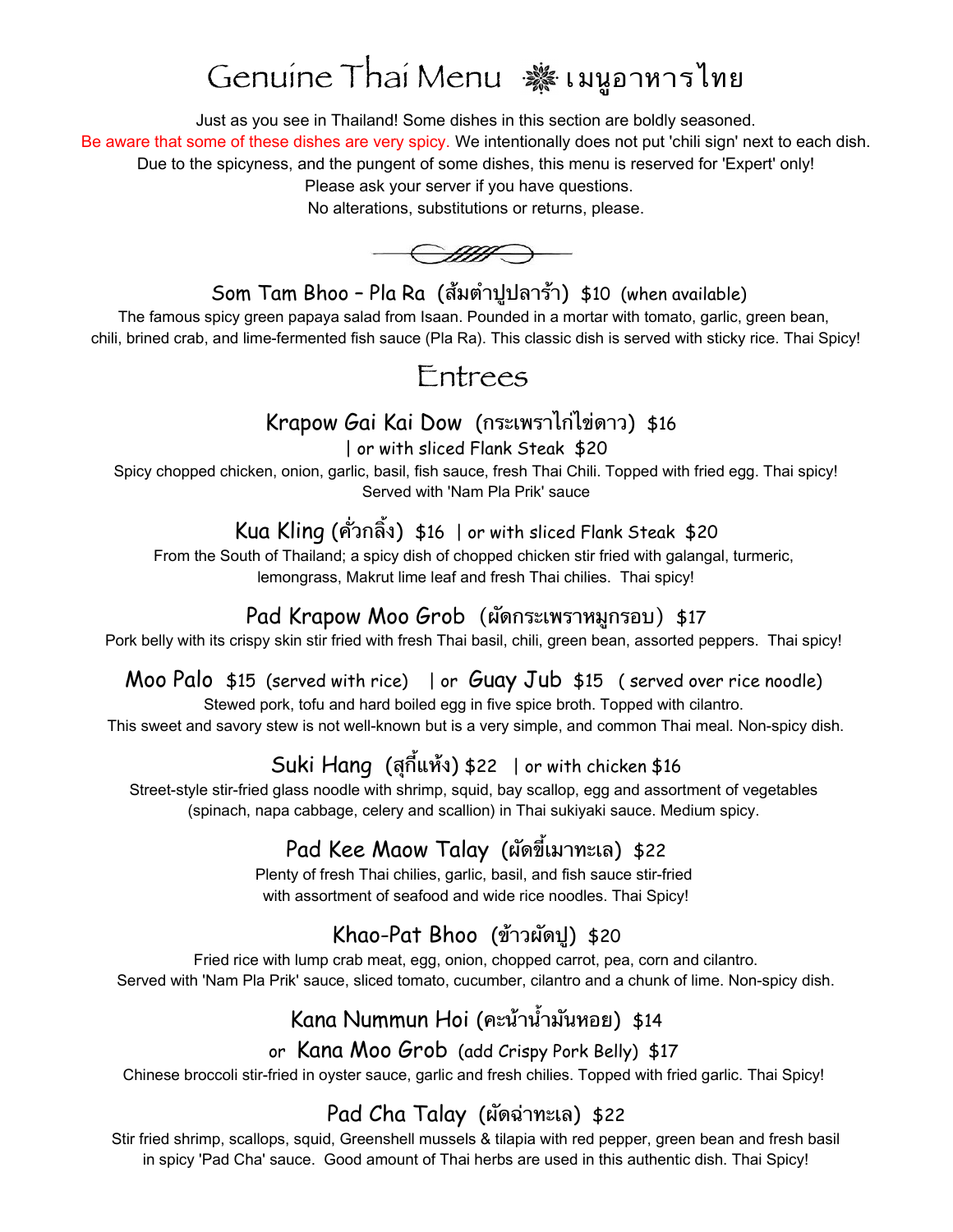# Genuine Thai Menu ※ เมนูอาหารไทย

Just as you see in Thailand! Some dishes in this section are boldly seasoned.
Be aware that some of these dishes are very spicy. We intentionally does not put 'chili sign' next to each dish.
Due to the spicyness, and the pungent of some dishes, this menu is reserved for 'Expert' only!
Please ask your server if you have questions.
No alterations, substitutions or returns, please.

### Som Tam Bhoo – Pla Ra (ส้มตำปูปลาร้า) $10 (when available)

The famous spicy green papaya salad from Isaan. Pounded in a mortar with tomato, garlic, green bean, chili, brined crab, and lime-fermented fish sauce (Pla Ra). This classic dish is served with sticky rice. Thai Spicy!

## Entrees

### Krapow Gai Kai Dow (กระเพราไก่ไข่ดาว) $16
| or with sliced Flank Steak $20

Spicy chopped chicken, onion, garlic, basil, fish sauce, fresh Thai Chili. Topped with fried egg. Thai spicy!
Served with 'Nam Pla Prik' sauce

### Kua Kling (คั่วกลิ้ง) $16 | or with sliced Flank Steak $20

From the South of Thailand; a spicy dish of chopped chicken stir fried with galangal, turmeric, lemongrass, Makrut lime leaf and fresh Thai chilies. Thai spicy!

### Pad Krapow Moo Grob (ผัดกระเพราหมูกรอบ) $17

Pork belly with its crispy skin stir fried with fresh Thai basil, chili, green bean, assorted peppers. Thai spicy!

### Moo Palo $15 (served with rice) | or Guay Jub $15 ( served over rice noodle)

Stewed pork, tofu and hard boiled egg in five spice broth. Topped with cilantro.
This sweet and savory stew is not well-known but is a very simple, and common Thai meal. Non-spicy dish.

### Suki Hang (สุกี้แห้ง) $22 | or with chicken $16

Street-style stir-fried glass noodle with shrimp, squid, bay scallop, egg and assortment of vegetables (spinach, napa cabbage, celery and scallion) in Thai sukiyaki sauce. Medium spicy.

### Pad Kee Maow Talay (ผัดขี้เมาทะเล) $22

Plenty of fresh Thai chilies, garlic, basil, and fish sauce stir-fried with assortment of seafood and wide rice noodles. Thai Spicy!

### Khao-Pat Bhoo (ข้าวผัดปู) $20

Fried rice with lump crab meat, egg, onion, chopped carrot, pea, corn and cilantro.
Served with 'Nam Pla Prik' sauce, sliced tomato, cucumber, cilantro and a chunk of lime. Non-spicy dish.

### Kana Nummun Hoi (คะน้าน้ำมันหอย) $14
### or Kana Moo Grob (add Crispy Pork Belly) $17

Chinese broccoli stir-fried in oyster sauce, garlic and fresh chilies. Topped with fried garlic. Thai Spicy!

### Pad Cha Talay (ผัดฉ่าทะเล) $22

Stir fried shrimp, scallops, squid, Greenshell mussels & tilapia with red pepper, green bean and fresh basil in spicy 'Pad Cha' sauce. Good amount of Thai herbs are used in this authentic dish. Thai Spicy!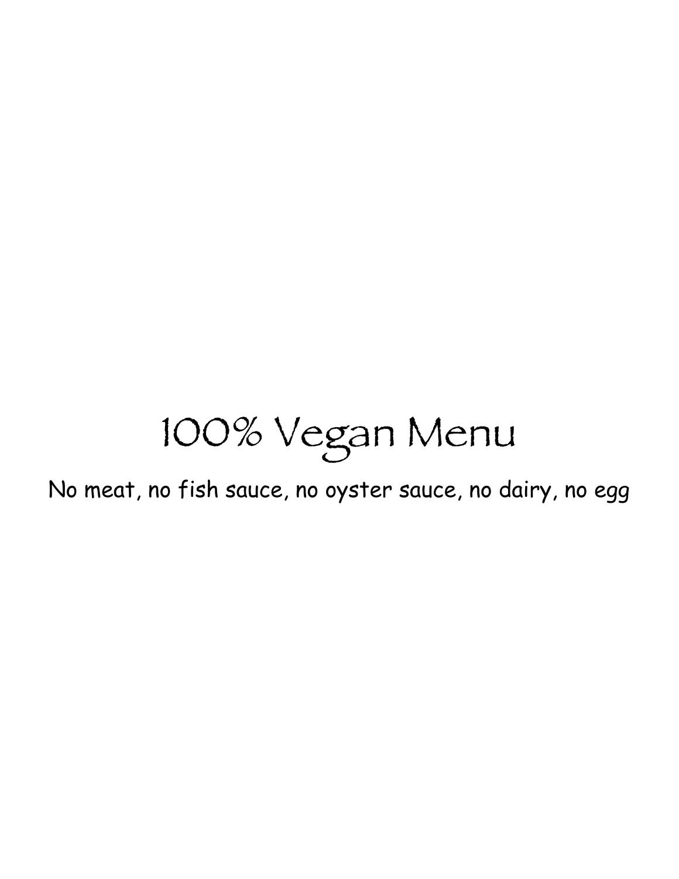# 100% Vegan Menu

No meat, no fish sauce, no oyster sauce, no dairy, no egg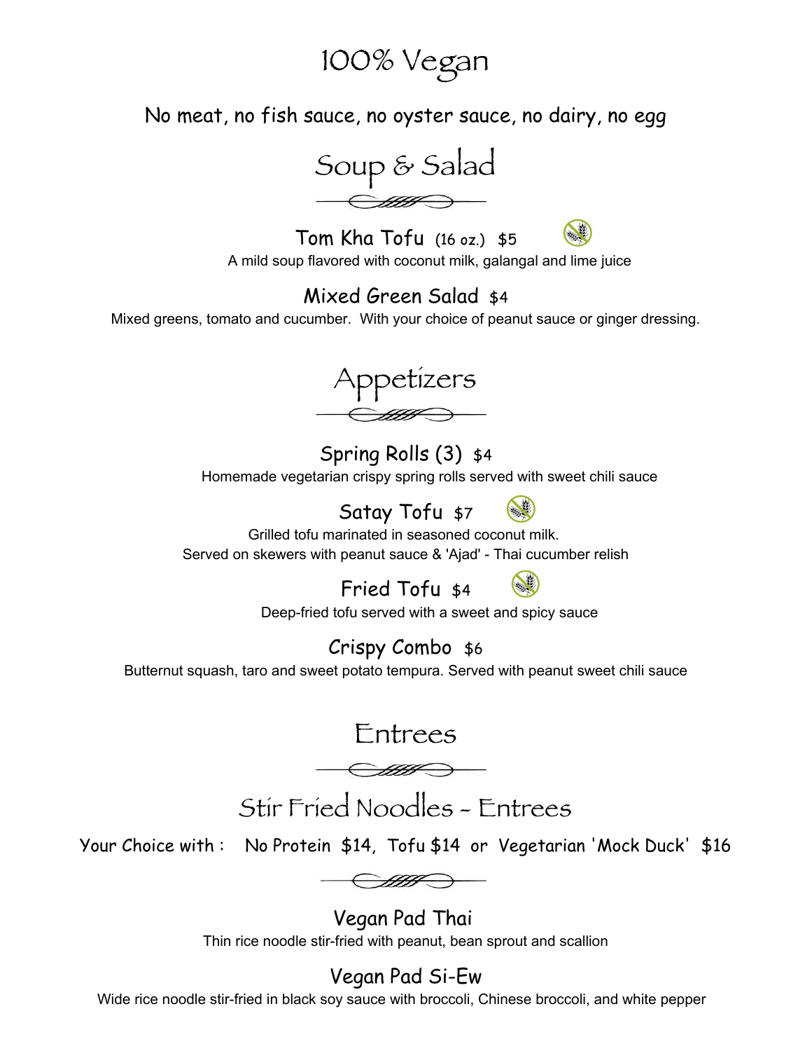# 100% Vegan

No meat, no fish sauce, no oyster sauce, no dairy, no egg

## Soup & Salad

### Tom Kha Tofu (16 oz.) $5

A mild soup flavored with coconut milk, galangal and lime juice

### Mixed Green Salad $4

Mixed greens, tomato and cucumber. With your choice of peanut sauce or ginger dressing.

## Appetizers

### Spring Rolls (3) $4

Homemade vegetarian crispy spring rolls served with sweet chili sauce

### Satay Tofu $7

Grilled tofu marinated in seasoned coconut milk.
Served on skewers with peanut sauce & 'Ajad' - Thai cucumber relish

### Fried Tofu $4

Deep-fried tofu served with a sweet and spicy sauce

### Crispy Combo $6

Butternut squash, taro and sweet potato tempura. Served with peanut sweet chili sauce

## Entrees

## Stir Fried Noodles - Entrees

Your Choice with : No Protein $14, Tofu $14 or Vegetarian 'Mock Duck' $16

### Vegan Pad Thai

Thin rice noodle stir-fried with peanut, bean sprout and scallion

### Vegan Pad Si-Ew

Wide rice noodle stir-fried in black soy sauce with broccoli, Chinese broccoli, and white pepper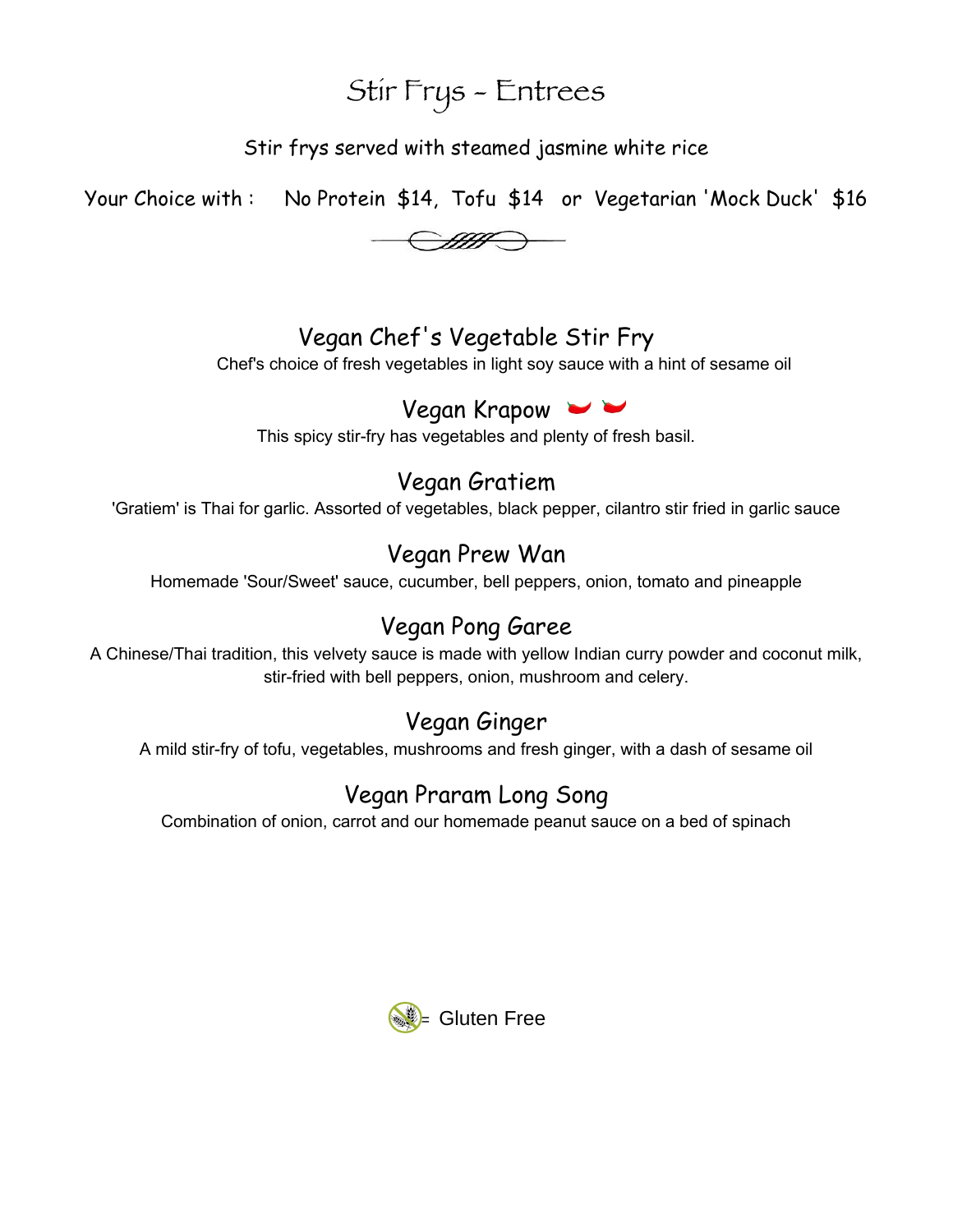# Stir Frys - Entrees

Stir frys served with steamed jasmine white rice

Your Choice with : No Protein $14, Tofu $14 or Vegetarian 'Mock Duck' $16

## Vegan Chef's Vegetable Stir Fry

Chef's choice of fresh vegetables in light soy sauce with a hint of sesame oil

## Vegan Krapow 🌶️ 🌶️

This spicy stir-fry has vegetables and plenty of fresh basil.

## Vegan Gratiem

'Gratiem' is Thai for garlic. Assorted of vegetables, black pepper, cilantro stir fried in garlic sauce

## Vegan Prew Wan

Homemade 'Sour/Sweet' sauce, cucumber, bell peppers, onion, tomato and pineapple

## Vegan Pong Garee

A Chinese/Thai tradition, this velvety sauce is made with yellow Indian curry powder and coconut milk, stir-fried with bell peppers, onion, mushroom and celery.

## Vegan Ginger

A mild stir-fry of tofu, vegetables, mushrooms and fresh ginger, with a dash of sesame oil

## Vegan Praram Long Song

Combination of onion, carrot and our homemade peanut sauce on a bed of spinach

= Gluten Free